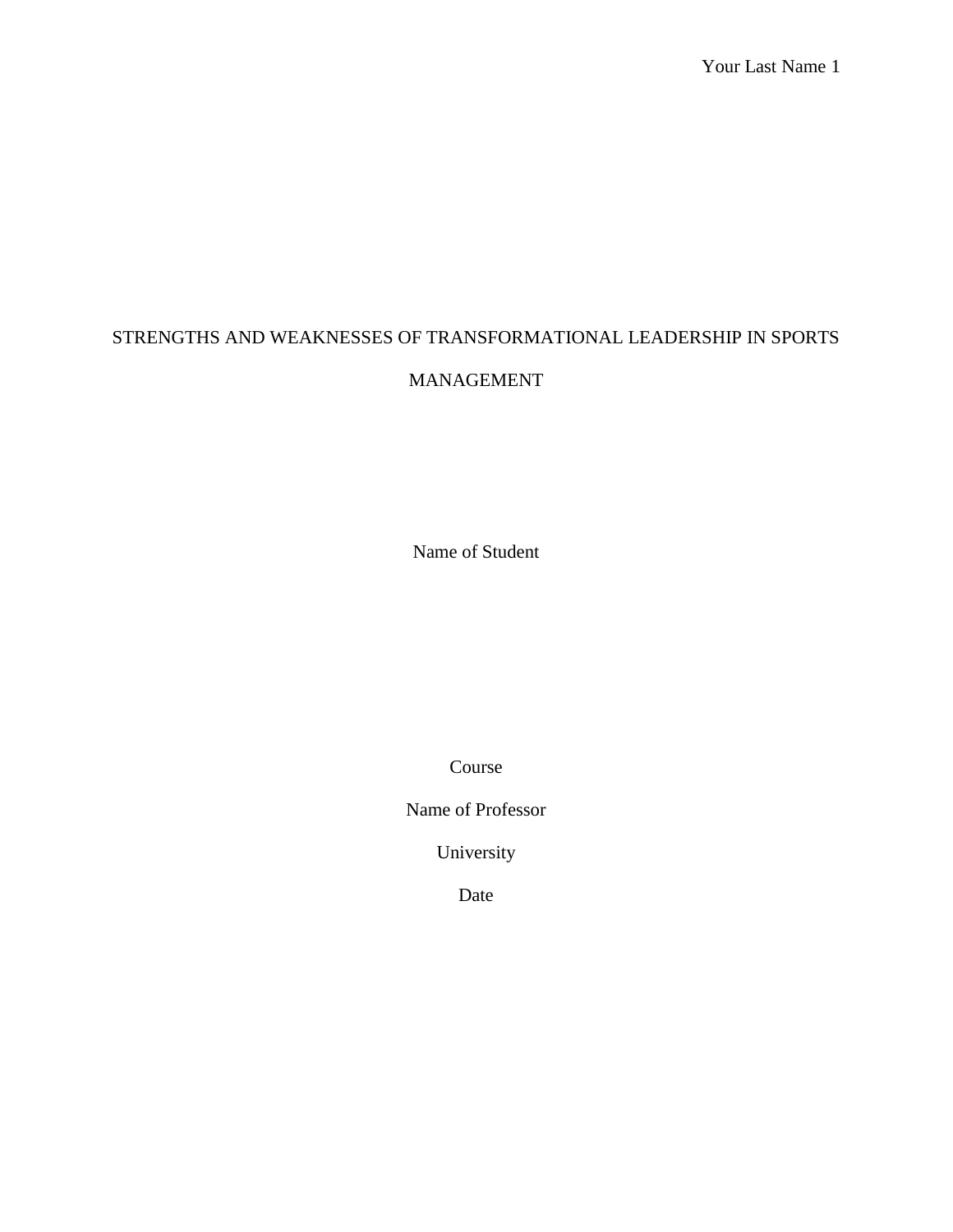# STRENGTHS AND WEAKNESSES OF TRANSFORMATIONAL LEADERSHIP IN SPORTS MANAGEMENT

Name of Student

Course

Name of Professor

University

Date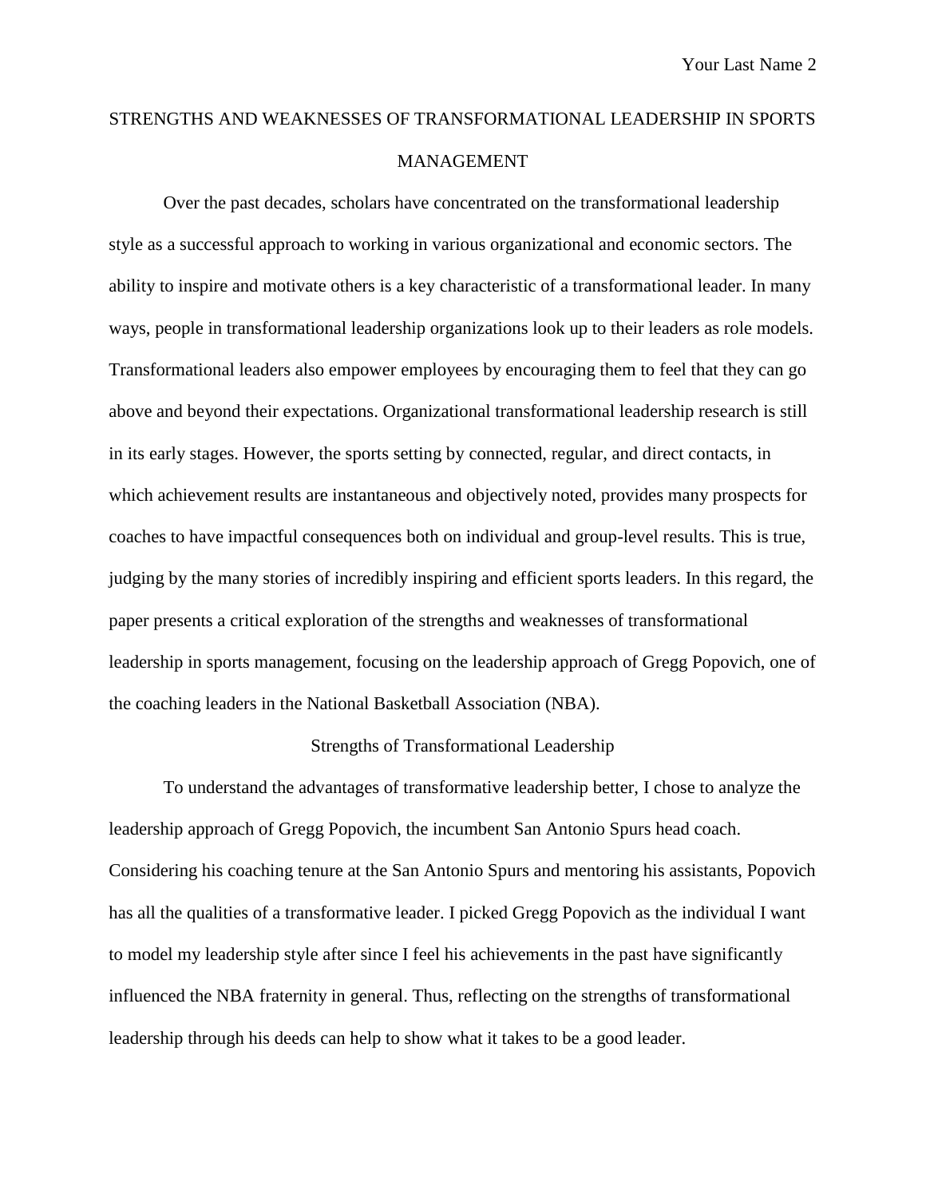# STRENGTHS AND WEAKNESSES OF TRANSFORMATIONAL LEADERSHIP IN SPORTS MANAGEMENT

Over the past decades, scholars have concentrated on the transformational leadership style as a successful approach to working in various organizational and economic sectors. The ability to inspire and motivate others is a key characteristic of a transformational leader. In many ways, people in transformational leadership organizations look up to their leaders as role models. Transformational leaders also empower employees by encouraging them to feel that they can go above and beyond their expectations. Organizational transformational leadership research is still in its early stages. However, the sports setting by connected, regular, and direct contacts, in which achievement results are instantaneous and objectively noted, provides many prospects for coaches to have impactful consequences both on individual and group-level results. This is true, judging by the many stories of incredibly inspiring and efficient sports leaders. In this regard, the paper presents a critical exploration of the strengths and weaknesses of transformational leadership in sports management, focusing on the leadership approach of Gregg Popovich, one of the coaching leaders in the National Basketball Association (NBA).

## Strengths of Transformational Leadership

To understand the advantages of transformative leadership better, I chose to analyze the leadership approach of Gregg Popovich, the incumbent San Antonio Spurs head coach. Considering his coaching tenure at the San Antonio Spurs and mentoring his assistants, Popovich has all the qualities of a transformative leader. I picked Gregg Popovich as the individual I want to model my leadership style after since I feel his achievements in the past have significantly influenced the NBA fraternity in general. Thus, reflecting on the strengths of transformational leadership through his deeds can help to show what it takes to be a good leader.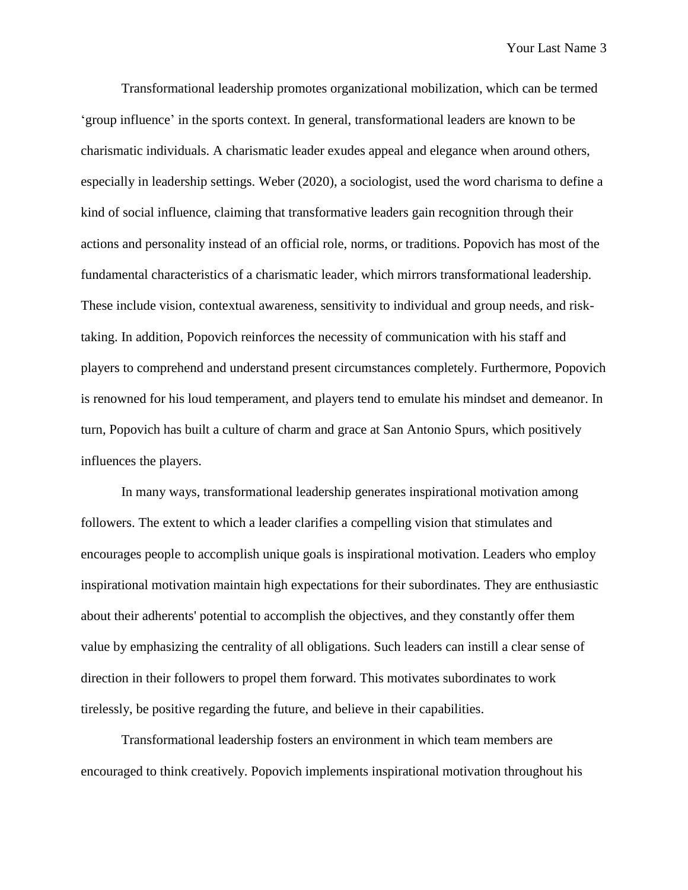Transformational leadership promotes organizational mobilization, which can be termed 'group influence' in the sports context. In general, transformational leaders are known to be charismatic individuals. A charismatic leader exudes appeal and elegance when around others, especially in leadership settings. Weber (2020), a sociologist, used the word charisma to define a kind of social influence, claiming that transformative leaders gain recognition through their actions and personality instead of an official role, norms, or traditions. Popovich has most of the fundamental characteristics of a charismatic leader, which mirrors transformational leadership. These include vision, contextual awareness, sensitivity to individual and group needs, and risk-taking. In addition, Popovich reinforces the necessity of communication with his staff and players to comprehend and understand present circumstances completely. Furthermore, Popovich is renowned for his loud temperament, and players tend to emulate his mindset and demeanor. In turn, Popovich has built a culture of charm and grace at San Antonio Spurs, which positively influences the players.

In many ways, transformational leadership generates inspirational motivation among followers. The extent to which a leader clarifies a compelling vision that stimulates and encourages people to accomplish unique goals is inspirational motivation. Leaders who employ inspirational motivation maintain high expectations for their subordinates. They are enthusiastic about their adherents' potential to accomplish the objectives, and they constantly offer them value by emphasizing the centrality of all obligations. Such leaders can instill a clear sense of direction in their followers to propel them forward. This motivates subordinates to work tirelessly, be positive regarding the future, and believe in their capabilities.

Transformational leadership fosters an environment in which team members are encouraged to think creatively. Popovich implements inspirational motivation throughout his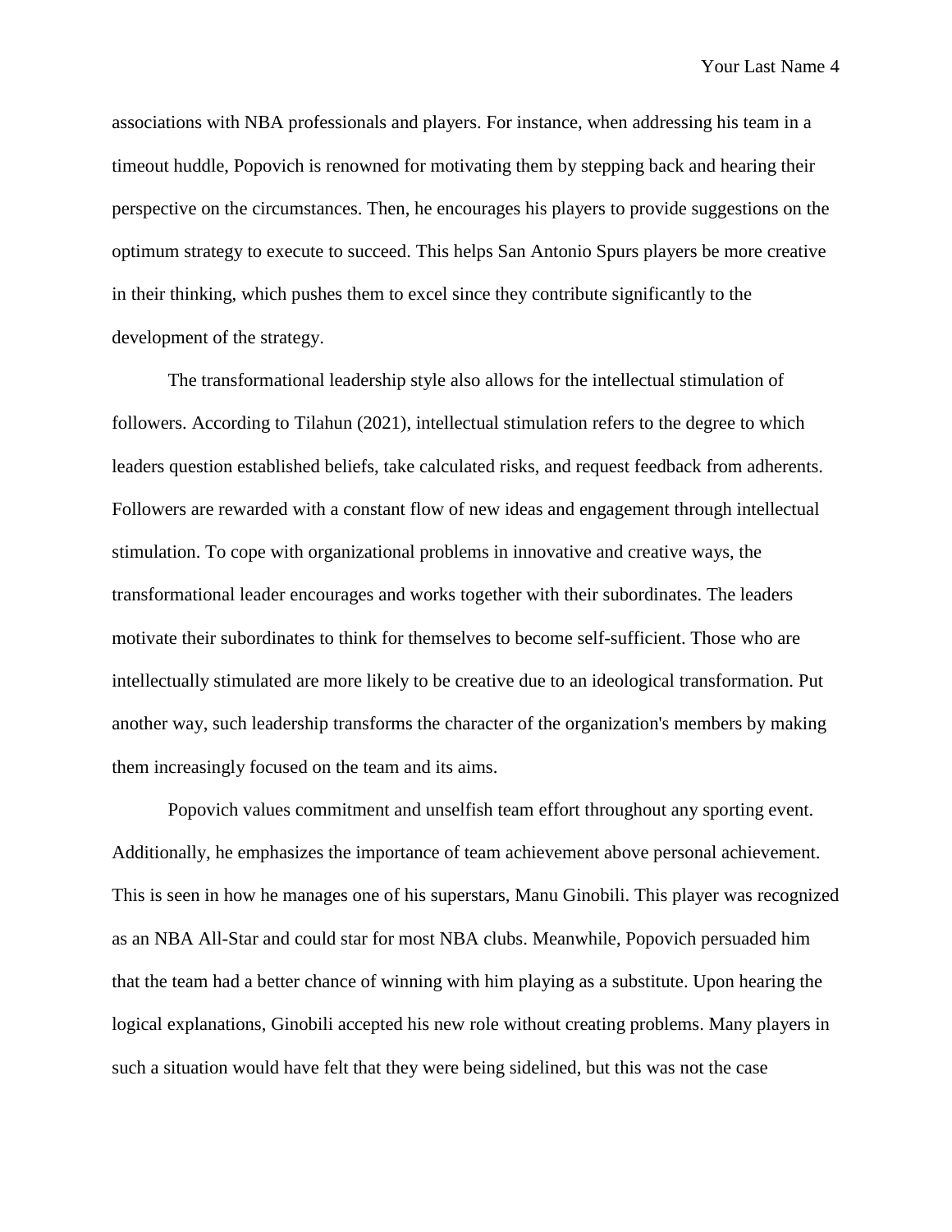associations with NBA professionals and players. For instance, when addressing his team in a timeout huddle, Popovich is renowned for motivating them by stepping back and hearing their perspective on the circumstances. Then, he encourages his players to provide suggestions on the optimum strategy to execute to succeed. This helps San Antonio Spurs players be more creative in their thinking, which pushes them to excel since they contribute significantly to the development of the strategy.

The transformational leadership style also allows for the intellectual stimulation of followers. According to Tilahun (2021), intellectual stimulation refers to the degree to which leaders question established beliefs, take calculated risks, and request feedback from adherents. Followers are rewarded with a constant flow of new ideas and engagement through intellectual stimulation. To cope with organizational problems in innovative and creative ways, the transformational leader encourages and works together with their subordinates. The leaders motivate their subordinates to think for themselves to become self-sufficient. Those who are intellectually stimulated are more likely to be creative due to an ideological transformation. Put another way, such leadership transforms the character of the organization's members by making them increasingly focused on the team and its aims.

Popovich values commitment and unselfish team effort throughout any sporting event. Additionally, he emphasizes the importance of team achievement above personal achievement. This is seen in how he manages one of his superstars, Manu Ginobili. This player was recognized as an NBA All-Star and could star for most NBA clubs. Meanwhile, Popovich persuaded him that the team had a better chance of winning with him playing as a substitute. Upon hearing the logical explanations, Ginobili accepted his new role without creating problems. Many players in such a situation would have felt that they were being sidelined, but this was not the case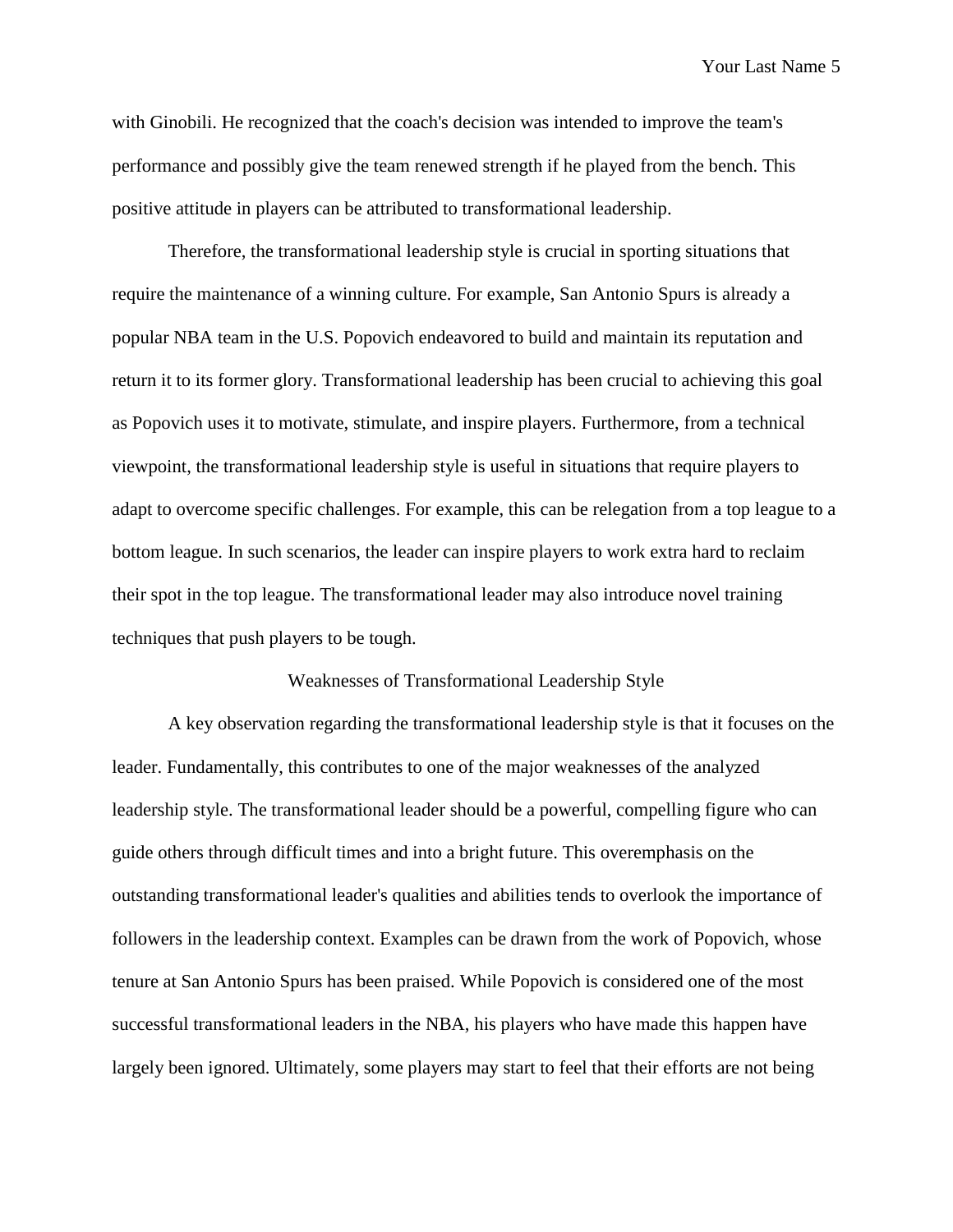with Ginobili. He recognized that the coach's decision was intended to improve the team's performance and possibly give the team renewed strength if he played from the bench. This positive attitude in players can be attributed to transformational leadership.

Therefore, the transformational leadership style is crucial in sporting situations that require the maintenance of a winning culture. For example, San Antonio Spurs is already a popular NBA team in the U.S. Popovich endeavored to build and maintain its reputation and return it to its former glory. Transformational leadership has been crucial to achieving this goal as Popovich uses it to motivate, stimulate, and inspire players. Furthermore, from a technical viewpoint, the transformational leadership style is useful in situations that require players to adapt to overcome specific challenges. For example, this can be relegation from a top league to a bottom league. In such scenarios, the leader can inspire players to work extra hard to reclaim their spot in the top league. The transformational leader may also introduce novel training techniques that push players to be tough.

## Weaknesses of Transformational Leadership Style

A key observation regarding the transformational leadership style is that it focuses on the leader. Fundamentally, this contributes to one of the major weaknesses of the analyzed leadership style. The transformational leader should be a powerful, compelling figure who can guide others through difficult times and into a bright future. This overemphasis on the outstanding transformational leader's qualities and abilities tends to overlook the importance of followers in the leadership context. Examples can be drawn from the work of Popovich, whose tenure at San Antonio Spurs has been praised. While Popovich is considered one of the most successful transformational leaders in the NBA, his players who have made this happen have largely been ignored. Ultimately, some players may start to feel that their efforts are not being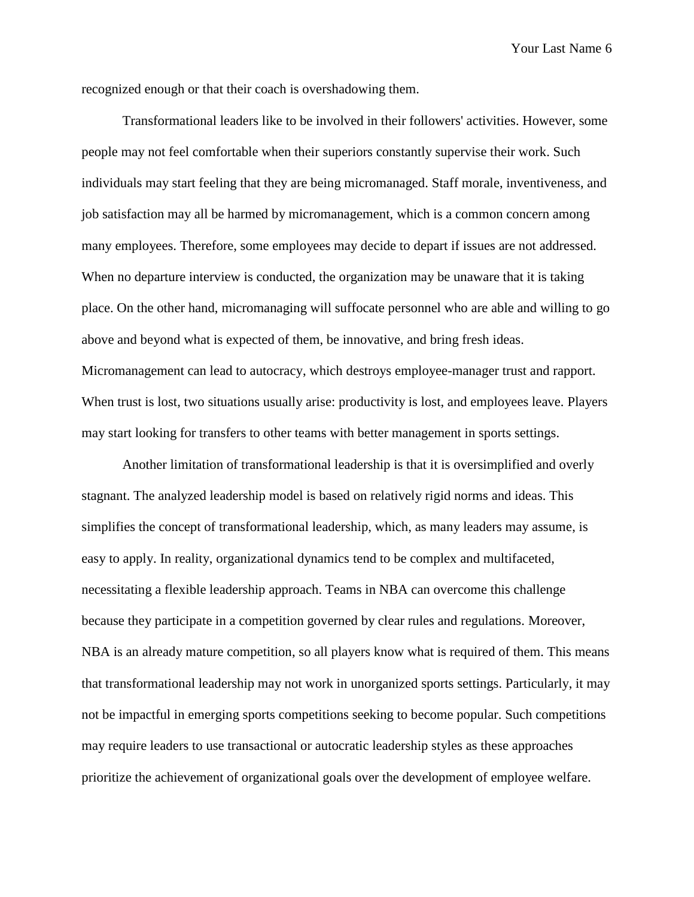recognized enough or that their coach is overshadowing them.

Transformational leaders like to be involved in their followers' activities. However, some people may not feel comfortable when their superiors constantly supervise their work. Such individuals may start feeling that they are being micromanaged. Staff morale, inventiveness, and job satisfaction may all be harmed by micromanagement, which is a common concern among many employees. Therefore, some employees may decide to depart if issues are not addressed. When no departure interview is conducted, the organization may be unaware that it is taking place. On the other hand, micromanaging will suffocate personnel who are able and willing to go above and beyond what is expected of them, be innovative, and bring fresh ideas. Micromanagement can lead to autocracy, which destroys employee-manager trust and rapport. When trust is lost, two situations usually arise: productivity is lost, and employees leave. Players may start looking for transfers to other teams with better management in sports settings.

Another limitation of transformational leadership is that it is oversimplified and overly stagnant. The analyzed leadership model is based on relatively rigid norms and ideas. This simplifies the concept of transformational leadership, which, as many leaders may assume, is easy to apply. In reality, organizational dynamics tend to be complex and multifaceted, necessitating a flexible leadership approach. Teams in NBA can overcome this challenge because they participate in a competition governed by clear rules and regulations. Moreover, NBA is an already mature competition, so all players know what is required of them. This means that transformational leadership may not work in unorganized sports settings. Particularly, it may not be impactful in emerging sports competitions seeking to become popular. Such competitions may require leaders to use transactional or autocratic leadership styles as these approaches prioritize the achievement of organizational goals over the development of employee welfare.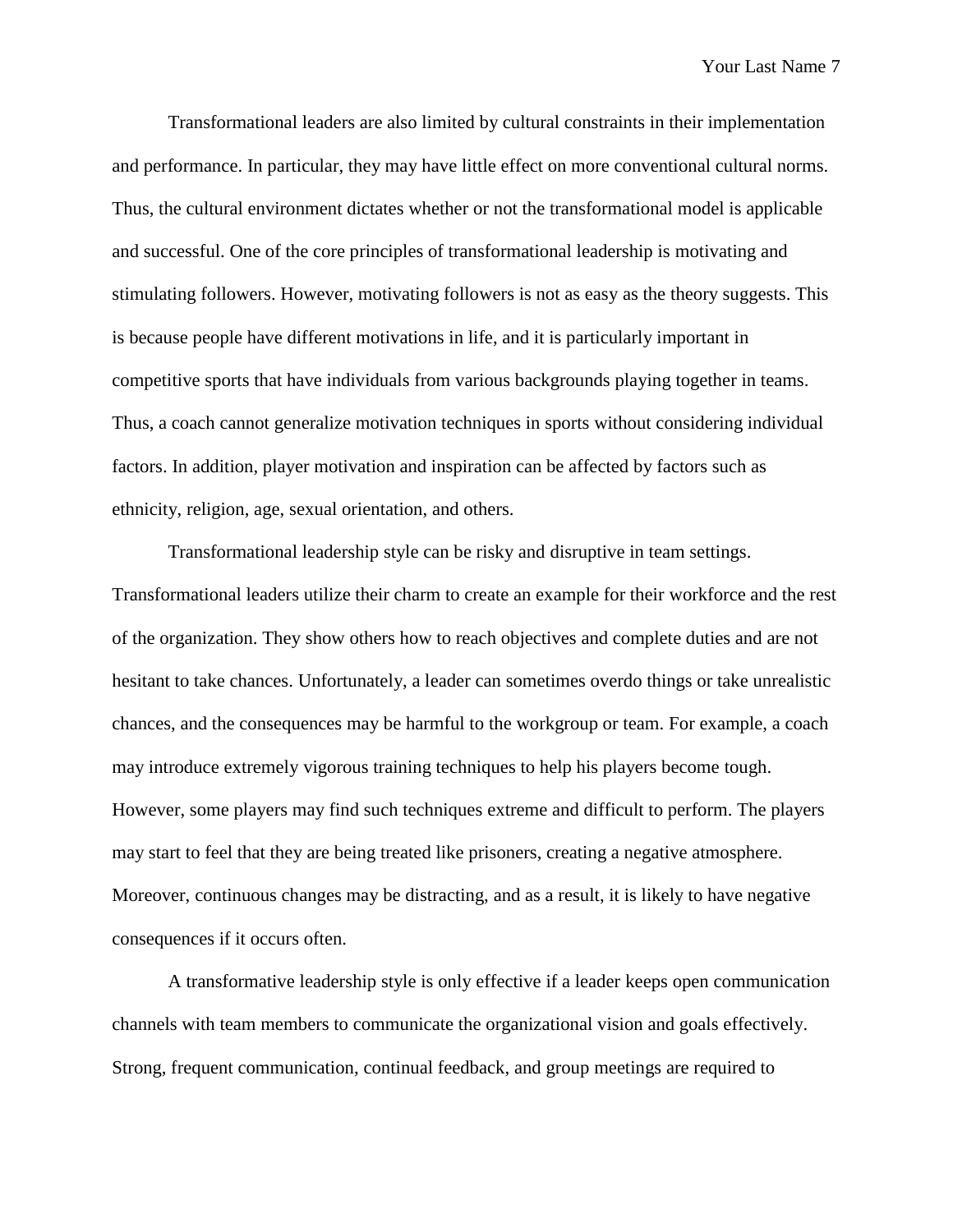Transformational leaders are also limited by cultural constraints in their implementation and performance. In particular, they may have little effect on more conventional cultural norms. Thus, the cultural environment dictates whether or not the transformational model is applicable and successful. One of the core principles of transformational leadership is motivating and stimulating followers. However, motivating followers is not as easy as the theory suggests. This is because people have different motivations in life, and it is particularly important in competitive sports that have individuals from various backgrounds playing together in teams. Thus, a coach cannot generalize motivation techniques in sports without considering individual factors. In addition, player motivation and inspiration can be affected by factors such as ethnicity, religion, age, sexual orientation, and others.

Transformational leadership style can be risky and disruptive in team settings. Transformational leaders utilize their charm to create an example for their workforce and the rest of the organization. They show others how to reach objectives and complete duties and are not hesitant to take chances. Unfortunately, a leader can sometimes overdo things or take unrealistic chances, and the consequences may be harmful to the workgroup or team. For example, a coach may introduce extremely vigorous training techniques to help his players become tough. However, some players may find such techniques extreme and difficult to perform. The players may start to feel that they are being treated like prisoners, creating a negative atmosphere. Moreover, continuous changes may be distracting, and as a result, it is likely to have negative consequences if it occurs often.

A transformative leadership style is only effective if a leader keeps open communication channels with team members to communicate the organizational vision and goals effectively. Strong, frequent communication, continual feedback, and group meetings are required to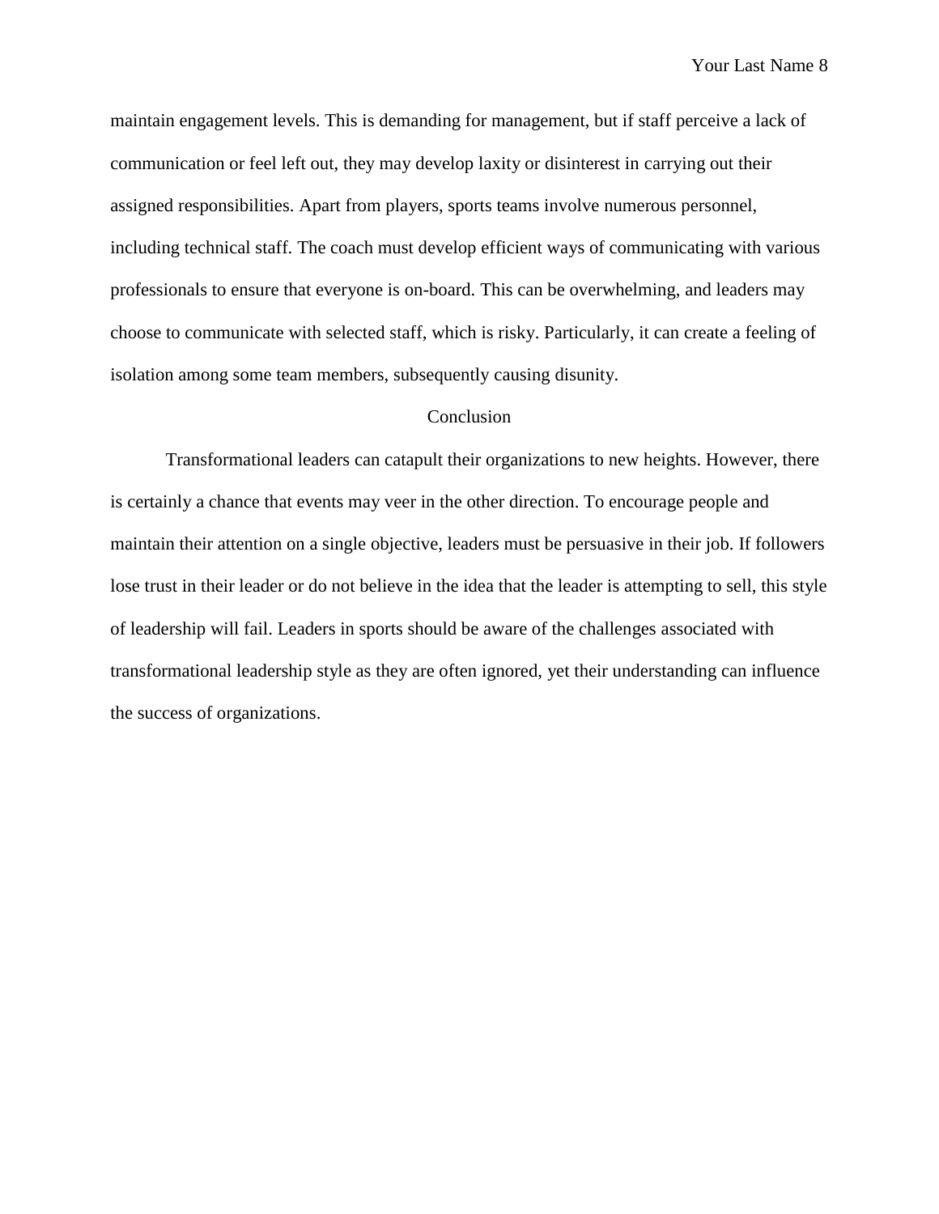maintain engagement levels. This is demanding for management, but if staff perceive a lack of communication or feel left out, they may develop laxity or disinterest in carrying out their assigned responsibilities. Apart from players, sports teams involve numerous personnel, including technical staff. The coach must develop efficient ways of communicating with various professionals to ensure that everyone is on-board. This can be overwhelming, and leaders may choose to communicate with selected staff, which is risky. Particularly, it can create a feeling of isolation among some team members, subsequently causing disunity.

## Conclusion

Transformational leaders can catapult their organizations to new heights. However, there is certainly a chance that events may veer in the other direction. To encourage people and maintain their attention on a single objective, leaders must be persuasive in their job. If followers lose trust in their leader or do not believe in the idea that the leader is attempting to sell, this style of leadership will fail. Leaders in sports should be aware of the challenges associated with transformational leadership style as they are often ignored, yet their understanding can influence the success of organizations.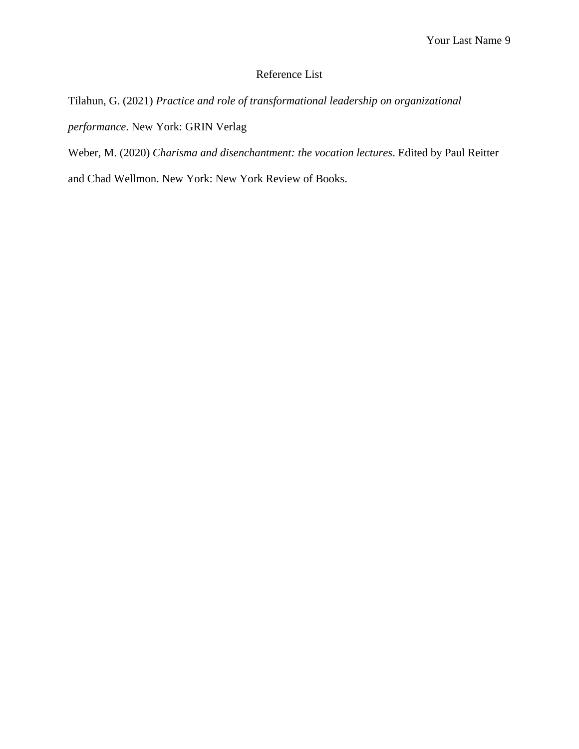# Reference List

Tilahun, G. (2021) *Practice and role of transformational leadership on organizational performance*. New York: GRIN Verlag

Weber, M. (2020) *Charisma and disenchantment: the vocation lectures*. Edited by Paul Reitter and Chad Wellmon. New York: New York Review of Books.